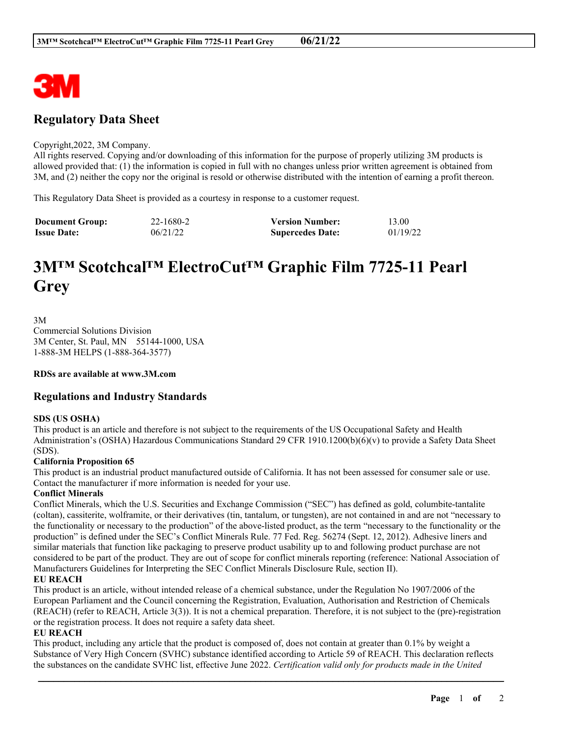## Regulatory Data Sheet

Copyright,2022, 3M Company.
All rights reserved. Copying and/or downloading of this information for the purpose of properly utilizing 3M products is allowed provided that: (1) the information is copied in full with no changes unless prior written agreement is obtained from 3M, and (2) neither the copy nor the original is resold or otherwise distributed with the intention of earning a profit thereon.

This Regulatory Data Sheet is provided as a courtesy in response to a customer request.

| | | | |
|---|---|---|---|
| **Document Group:** | 22-1680-2 | **Version Number:** | 13.00 |
| **Issue Date:** | 06/21/22 | **Supercedes Date:** | 01/19/22 |

# 3M™ Scotchcal™ ElectroCut™ Graphic Film 7725-11 Pearl Grey

3M
Commercial Solutions Division
3M Center, St. Paul, MN 55144-1000, USA
1-888-3M HELPS (1-888-364-3577)

**RDSs are available at www.3M.com**

## Regulations and Industry Standards

**SDS (US OSHA)**
This product is an article and therefore is not subject to the requirements of the US Occupational Safety and Health Administration's (OSHA) Hazardous Communications Standard 29 CFR 1910.1200(b)(6)(v) to provide a Safety Data Sheet (SDS).

**California Proposition 65**
This product is an industrial product manufactured outside of California. It has not been assessed for consumer sale or use. Contact the manufacturer if more information is needed for your use.

**Conflict Minerals**
Conflict Minerals, which the U.S. Securities and Exchange Commission ("SEC") has defined as gold, columbite-tantalite (coltan), cassiterite, wolframite, or their derivatives (tin, tantalum, or tungsten), are not contained in and are not "necessary to the functionality or necessary to the production" of the above-listed product, as the term "necessary to the functionality or the production" is defined under the SEC's Conflict Minerals Rule. 77 Fed. Reg. 56274 (Sept. 12, 2012). Adhesive liners and similar materials that function like packaging to preserve product usability up to and following product purchase are not considered to be part of the product. They are out of scope for conflict minerals reporting (reference: National Association of Manufacturers Guidelines for Interpreting the SEC Conflict Minerals Disclosure Rule, section II).

**EU REACH**
This product is an article, without intended release of a chemical substance, under the Regulation No 1907/2006 of the European Parliament and the Council concerning the Registration, Evaluation, Authorisation and Restriction of Chemicals (REACH) (refer to REACH, Article 3(3)). It is not a chemical preparation. Therefore, it is not subject to the (pre)-registration or the registration process. It does not require a safety data sheet.

**EU REACH**
This product, including any article that the product is composed of, does not contain at greater than 0.1% by weight a Substance of Very High Concern (SVHC) substance identified according to Article 59 of REACH. This declaration reflects the substances on the candidate SVHC list, effective June 2022. *Certification valid only for products made in the United*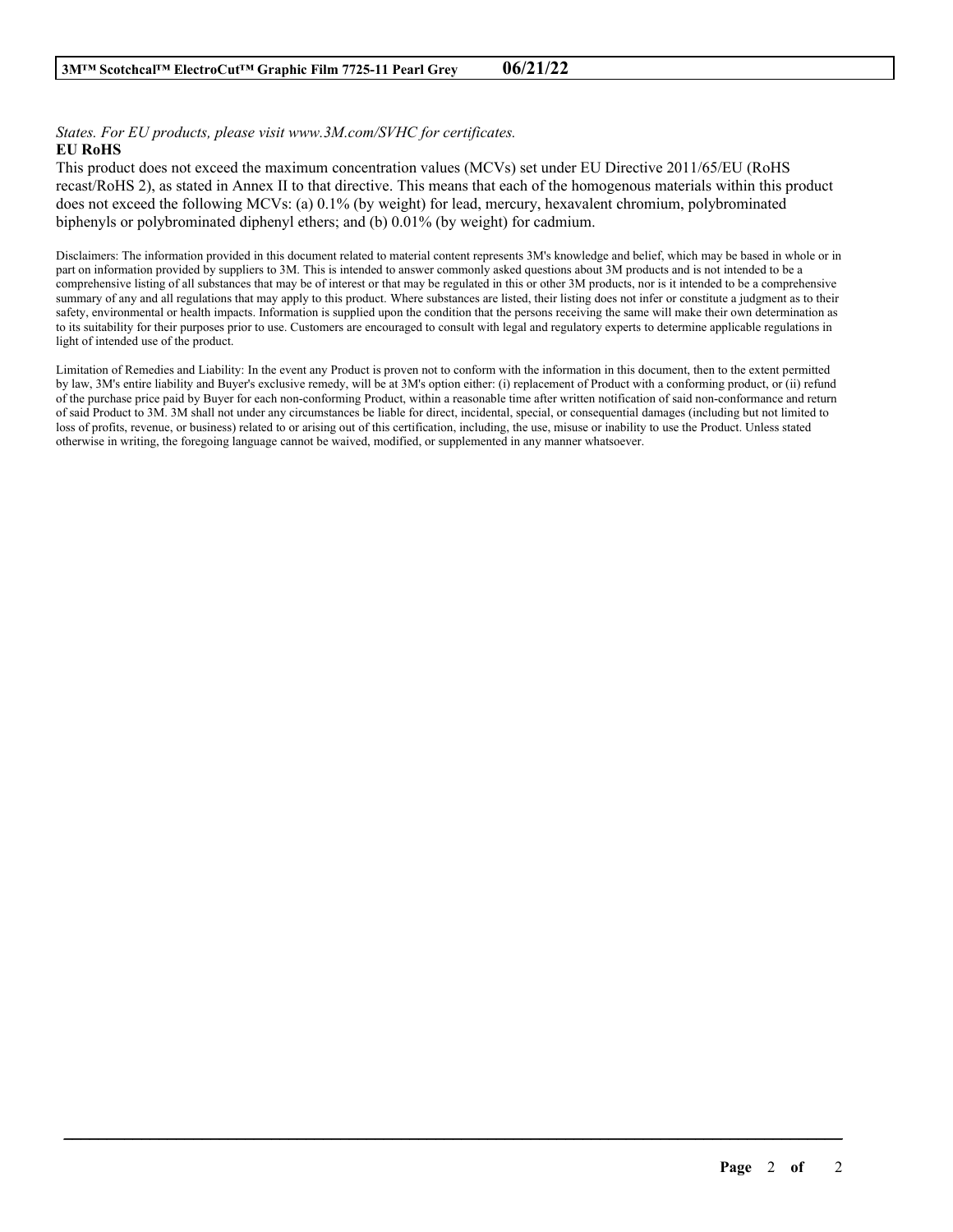*States. For EU products, please visit www.3M.com/SVHC for certificates.*

**EU RoHS**

This product does not exceed the maximum concentration values (MCVs) set under EU Directive 2011/65/EU (RoHS recast/RoHS 2), as stated in Annex II to that directive. This means that each of the homogenous materials within this product does not exceed the following MCVs: (a) 0.1% (by weight) for lead, mercury, hexavalent chromium, polybrominated biphenyls or polybrominated diphenyl ethers; and (b) 0.01% (by weight) for cadmium.

Disclaimers: The information provided in this document related to material content represents 3M's knowledge and belief, which may be based in whole or in part on information provided by suppliers to 3M. This is intended to answer commonly asked questions about 3M products and is not intended to be a comprehensive listing of all substances that may be of interest or that may be regulated in this or other 3M products, nor is it intended to be a comprehensive summary of any and all regulations that may apply to this product. Where substances are listed, their listing does not infer or constitute a judgment as to their safety, environmental or health impacts. Information is supplied upon the condition that the persons receiving the same will make their own determination as to its suitability for their purposes prior to use. Customers are encouraged to consult with legal and regulatory experts to determine applicable regulations in light of intended use of the product.

Limitation of Remedies and Liability: In the event any Product is proven not to conform with the information in this document, then to the extent permitted by law, 3M's entire liability and Buyer's exclusive remedy, will be at 3M's option either: (i) replacement of Product with a conforming product, or (ii) refund of the purchase price paid by Buyer for each non-conforming Product, within a reasonable time after written notification of said non-conformance and return of said Product to 3M. 3M shall not under any circumstances be liable for direct, incidental, special, or consequential damages (including but not limited to loss of profits, revenue, or business) related to or arising out of this certification, including, the use, misuse or inability to use the Product. Unless stated otherwise in writing, the foregoing language cannot be waived, modified, or supplemented in any manner whatsoever.